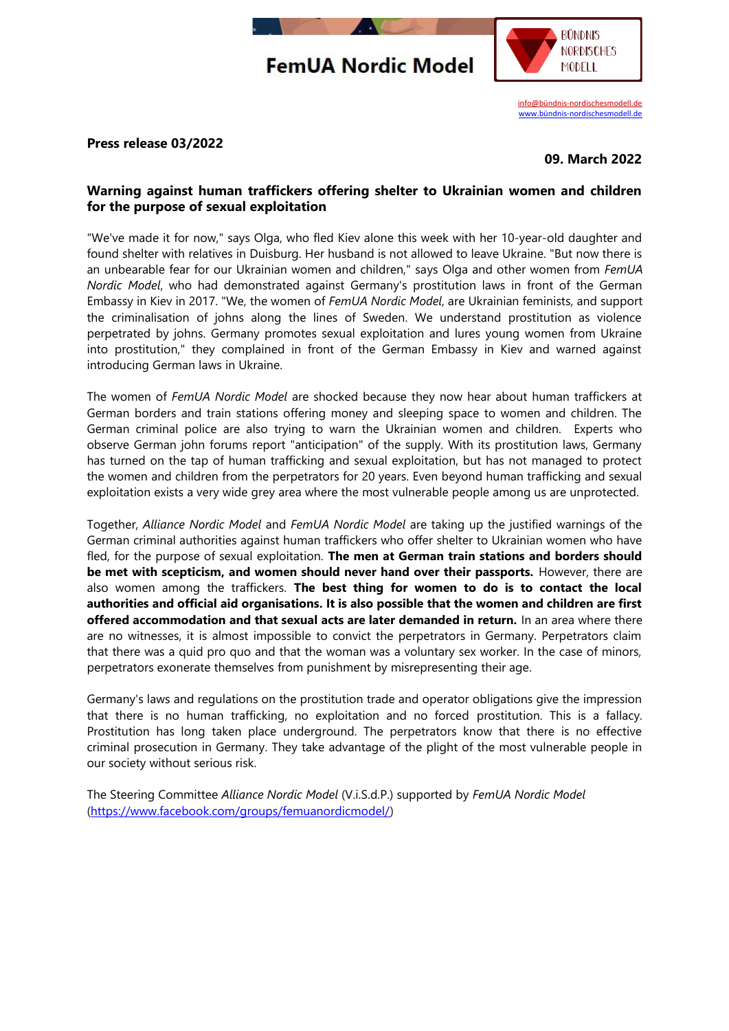FemUA Nordic Model

BÜNDNIS NORDISCHES MODELL

info@bündnis-nordischesmodell.de
www.bündnis-nordischesmodell.de

**Press release 03/2022**

**09. March 2022**

## Warning against human traffickers offering shelter to Ukrainian women and children for the purpose of sexual exploitation

"We've made it for now," says Olga, who fled Kiev alone this week with her 10-year-old daughter and found shelter with relatives in Duisburg. Her husband is not allowed to leave Ukraine. "But now there is an unbearable fear for our Ukrainian women and children," says Olga and other women from *FemUA Nordic Model*, who had demonstrated against Germany's prostitution laws in front of the German Embassy in Kiev in 2017. "We, the women of *FemUA Nordic Model*, are Ukrainian feminists, and support the criminalisation of johns along the lines of Sweden. We understand prostitution as violence perpetrated by johns. Germany promotes sexual exploitation and lures young women from Ukraine into prostitution," they complained in front of the German Embassy in Kiev and warned against introducing German laws in Ukraine.

The women of *FemUA Nordic Model* are shocked because they now hear about human traffickers at German borders and train stations offering money and sleeping space to women and children. The German criminal police are also trying to warn the Ukrainian women and children. Experts who observe German john forums report "anticipation" of the supply. With its prostitution laws, Germany has turned on the tap of human trafficking and sexual exploitation, but has not managed to protect the women and children from the perpetrators for 20 years. Even beyond human trafficking and sexual exploitation exists a very wide grey area where the most vulnerable people among us are unprotected.

Together, *Alliance Nordic Model* and *FemUA Nordic Model* are taking up the justified warnings of the German criminal authorities against human traffickers who offer shelter to Ukrainian women who have fled, for the purpose of sexual exploitation. **The men at German train stations and borders should be met with scepticism, and women should never hand over their passports.** However, there are also women among the traffickers. **The best thing for women to do is to contact the local authorities and official aid organisations. It is also possible that the women and children are first offered accommodation and that sexual acts are later demanded in return.** In an area where there are no witnesses, it is almost impossible to convict the perpetrators in Germany. Perpetrators claim that there was a quid pro quo and that the woman was a voluntary sex worker. In the case of minors, perpetrators exonerate themselves from punishment by misrepresenting their age.

Germany's laws and regulations on the prostitution trade and operator obligations give the impression that there is no human trafficking, no exploitation and no forced prostitution. This is a fallacy. Prostitution has long taken place underground. The perpetrators know that there is no effective criminal prosecution in Germany. They take advantage of the plight of the most vulnerable people in our society without serious risk.

The Steering Committee *Alliance Nordic Model* (V.i.S.d.P.) supported by *FemUA Nordic Model* (https://www.facebook.com/groups/femuanordicmodel/)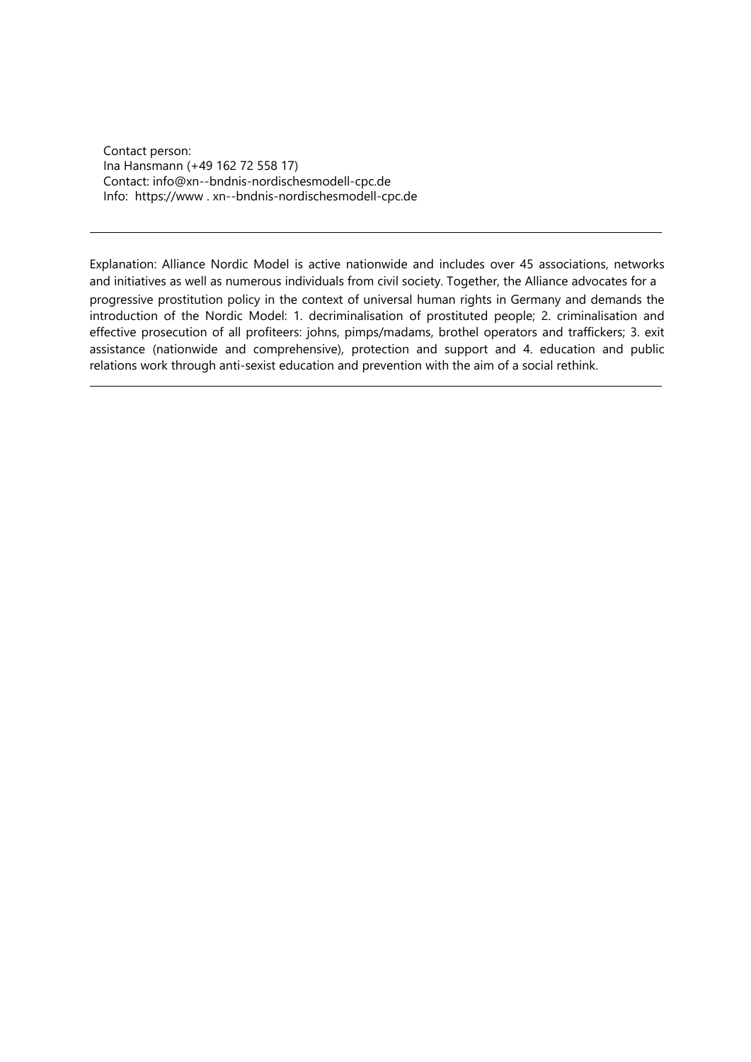Contact person:
Ina Hansmann (+49 162 72 558 17)
Contact: info@xn--bndnis-nordischesmodell-cpc.de
Info: https://www . xn--bndnis-nordischesmodell-cpc.de

---

Explanation: Alliance Nordic Model is active nationwide and includes over 45 associations, networks and initiatives as well as numerous individuals from civil society. Together, the Alliance advocates for a progressive prostitution policy in the context of universal human rights in Germany and demands the introduction of the Nordic Model: 1. decriminalisation of prostituted people; 2. criminalisation and effective prosecution of all profiteers: johns, pimps/madams, brothel operators and traffickers; 3. exit assistance (nationwide and comprehensive), protection and support and 4. education and public relations work through anti-sexist education and prevention with the aim of a social rethink.

---